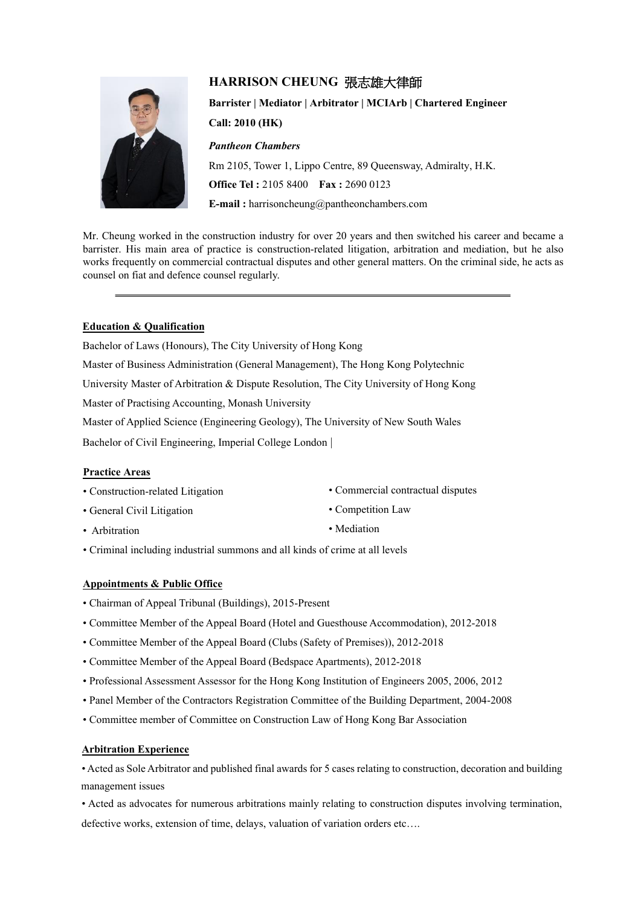# HARRISON CHEUNG 張志雄大律師

**Barrister | Mediator | Arbitrator | MCIArb | Chartered Engineer**

**Call: 2010 (HK)**

***Pantheon Chambers***

Rm 2105, Tower 1, Lippo Centre, 89 Queensway, Admiralty, H.K.

**Office Tel :** 2105 8400 **Fax :** 2690 0123

**E-mail :** harrisoncheung@pantheonchambers.com

Mr. Cheung worked in the construction industry for over 20 years and then switched his career and became a barrister. His main area of practice is construction-related litigation, arbitration and mediation, but he also works frequently on commercial contractual disputes and other general matters. On the criminal side, he acts as counsel on fiat and defence counsel regularly.

---

## Education & Qualification

Bachelor of Laws (Honours), The City University of Hong Kong

Master of Business Administration (General Management), The Hong Kong Polytechnic

University Master of Arbitration & Dispute Resolution, The City University of Hong Kong

Master of Practising Accounting, Monash University

Master of Applied Science (Engineering Geology), The University of New South Wales

Bachelor of Civil Engineering, Imperial College London |

## Practice Areas

- Construction-related Litigation
- General Civil Litigation
- Arbitration
- Commercial contractual disputes
- Competition Law
- Mediation
- Criminal including industrial summons and all kinds of crime at all levels

## Appointments & Public Office

- Chairman of Appeal Tribunal (Buildings), 2015-Present
- Committee Member of the Appeal Board (Hotel and Guesthouse Accommodation), 2012-2018
- Committee Member of the Appeal Board (Clubs (Safety of Premises)), 2012-2018
- Committee Member of the Appeal Board (Bedspace Apartments), 2012-2018
- Professional Assessment Assessor for the Hong Kong Institution of Engineers 2005, 2006, 2012
- Panel Member of the Contractors Registration Committee of the Building Department, 2004-2008
- Committee member of Committee on Construction Law of Hong Kong Bar Association

## Arbitration Experience

- Acted as Sole Arbitrator and published final awards for 5 cases relating to construction, decoration and building management issues
- Acted as advocates for numerous arbitrations mainly relating to construction disputes involving termination, defective works, extension of time, delays, valuation of variation orders etc….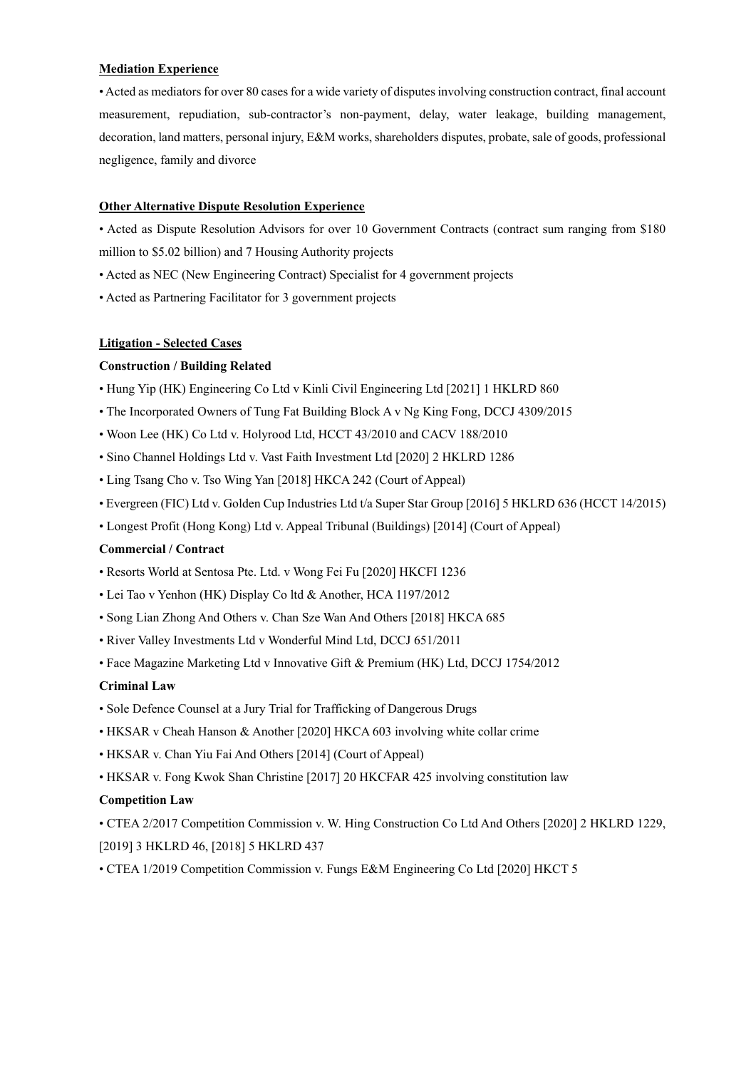## Mediation Experience

- Acted as mediators for over 80 cases for a wide variety of disputes involving construction contract, final account measurement, repudiation, sub-contractor's non-payment, delay, water leakage, building management, decoration, land matters, personal injury, E&M works, shareholders disputes, probate, sale of goods, professional negligence, family and divorce

## Other Alternative Dispute Resolution Experience

- Acted as Dispute Resolution Advisors for over 10 Government Contracts (contract sum ranging from $180 million to $5.02 billion) and 7 Housing Authority projects
- Acted as NEC (New Engineering Contract) Specialist for 4 government projects
- Acted as Partnering Facilitator for 3 government projects

## Litigation - Selected Cases

### Construction / Building Related

- Hung Yip (HK) Engineering Co Ltd v Kinli Civil Engineering Ltd [2021] 1 HKLRD 860
- The Incorporated Owners of Tung Fat Building Block A v Ng King Fong, DCCJ 4309/2015
- Woon Lee (HK) Co Ltd v. Holyrood Ltd, HCCT 43/2010 and CACV 188/2010
- Sino Channel Holdings Ltd v. Vast Faith Investment Ltd [2020] 2 HKLRD 1286
- Ling Tsang Cho v. Tso Wing Yan [2018] HKCA 242 (Court of Appeal)
- Evergreen (FIC) Ltd v. Golden Cup Industries Ltd t/a Super Star Group [2016] 5 HKLRD 636 (HCCT 14/2015)
- Longest Profit (Hong Kong) Ltd v. Appeal Tribunal (Buildings) [2014] (Court of Appeal)

### Commercial / Contract

- Resorts World at Sentosa Pte. Ltd. v Wong Fei Fu [2020] HKCFI 1236
- Lei Tao v Yenhon (HK) Display Co ltd & Another, HCA 1197/2012
- Song Lian Zhong And Others v. Chan Sze Wan And Others [2018] HKCA 685
- River Valley Investments Ltd v Wonderful Mind Ltd, DCCJ 651/2011
- Face Magazine Marketing Ltd v Innovative Gift & Premium (HK) Ltd, DCCJ 1754/2012

### Criminal Law

- Sole Defence Counsel at a Jury Trial for Trafficking of Dangerous Drugs
- HKSAR v Cheah Hanson & Another [2020] HKCA 603 involving white collar crime
- HKSAR v. Chan Yiu Fai And Others [2014] (Court of Appeal)
- HKSAR v. Fong Kwok Shan Christine [2017] 20 HKCFAR 425 involving constitution law

### Competition Law

- CTEA 2/2017 Competition Commission v. W. Hing Construction Co Ltd And Others [2020] 2 HKLRD 1229, [2019] 3 HKLRD 46, [2018] 5 HKLRD 437
- CTEA 1/2019 Competition Commission v. Fungs E&M Engineering Co Ltd [2020] HKCT 5